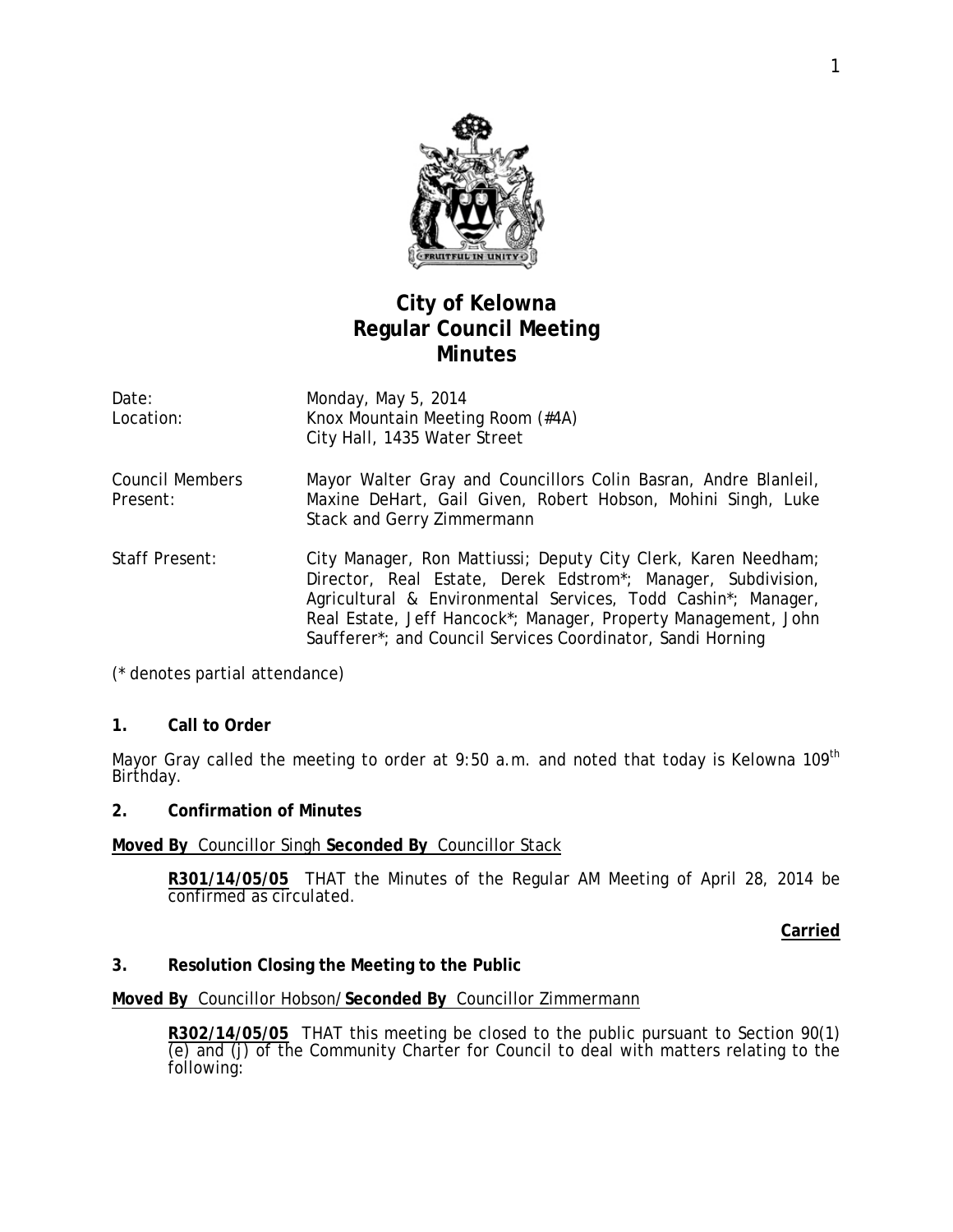# City of Kelowna
# Regular Council Meeting
# Minutes

Date: Monday, May 5, 2014

Location: Knox Mountain Meeting Room (#4A)
City Hall, 1435 Water Street

Council Members Present: Mayor Walter Gray and Councillors Colin Basran, Andre Blanleil, Maxine DeHart, Gail Given, Robert Hobson, Mohini Singh, Luke Stack and Gerry Zimmermann

Staff Present: City Manager, Ron Mattiussi; Deputy City Clerk, Karen Needham; Director, Real Estate, Derek Edstrom*; Manager, Subdivision, Agricultural & Environmental Services, Todd Cashin*; Manager, Real Estate, Jeff Hancock*; Manager, Property Management, John Saufferer*; and Council Services Coordinator, Sandi Horning

(* denotes partial attendance)

## 1. Call to Order

Mayor Gray called the meeting to order at 9:50 a.m. and noted that today is Kelowna 109th Birthday.

## 2. Confirmation of Minutes

**Moved By** Councillor Singh **Seconded By** Councillor Stack

> **R301/14/05/05** THAT the Minutes of the Regular AM Meeting of April 28, 2014 be confirmed as circulated.

**Carried**

## 3. Resolution Closing the Meeting to the Public

**Moved By** Councillor Hobson/**Seconded By** Councillor Zimmermann

> **R302/14/05/05** THAT this meeting be closed to the public pursuant to Section 90(1) (e) and (j) of the Community Charter for Council to deal with matters relating to the following: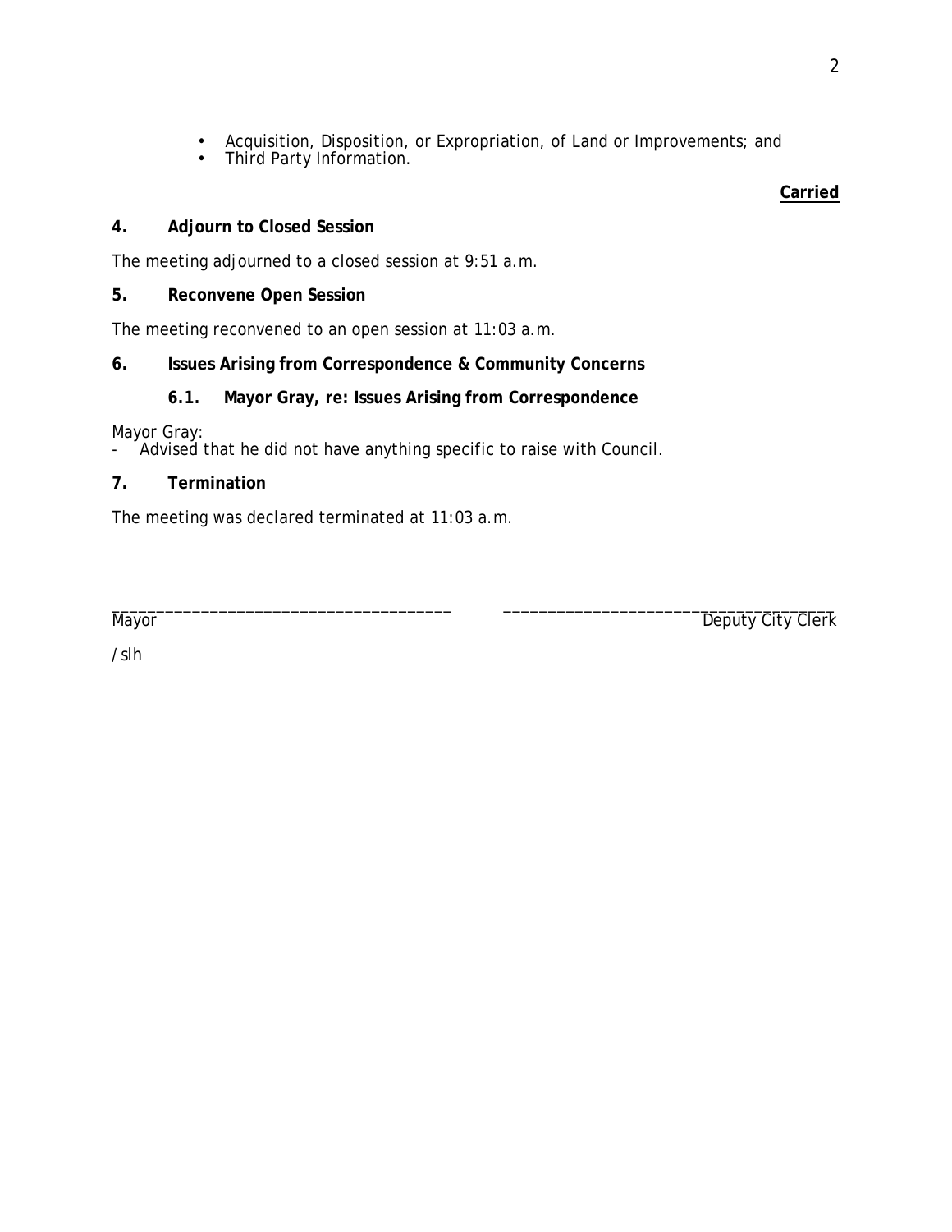- Acquisition, Disposition, or Expropriation, of Land or Improvements; and
- Third Party Information.

**Carried**

**4. Adjourn to Closed Session**

The meeting adjourned to a closed session at 9:51 a.m.

**5. Reconvene Open Session**

The meeting reconvened to an open session at 11:03 a.m.

**6. Issues Arising from Correspondence & Community Concerns**

**6.1. Mayor Gray, re: Issues Arising from Correspondence**

Mayor Gray:
- Advised that he did not have anything specific to raise with Council.

**7. Termination**

The meeting was declared terminated at 11:03 a.m.

______________________________________ ______________________________________
Mayor Deputy City Clerk

/slh